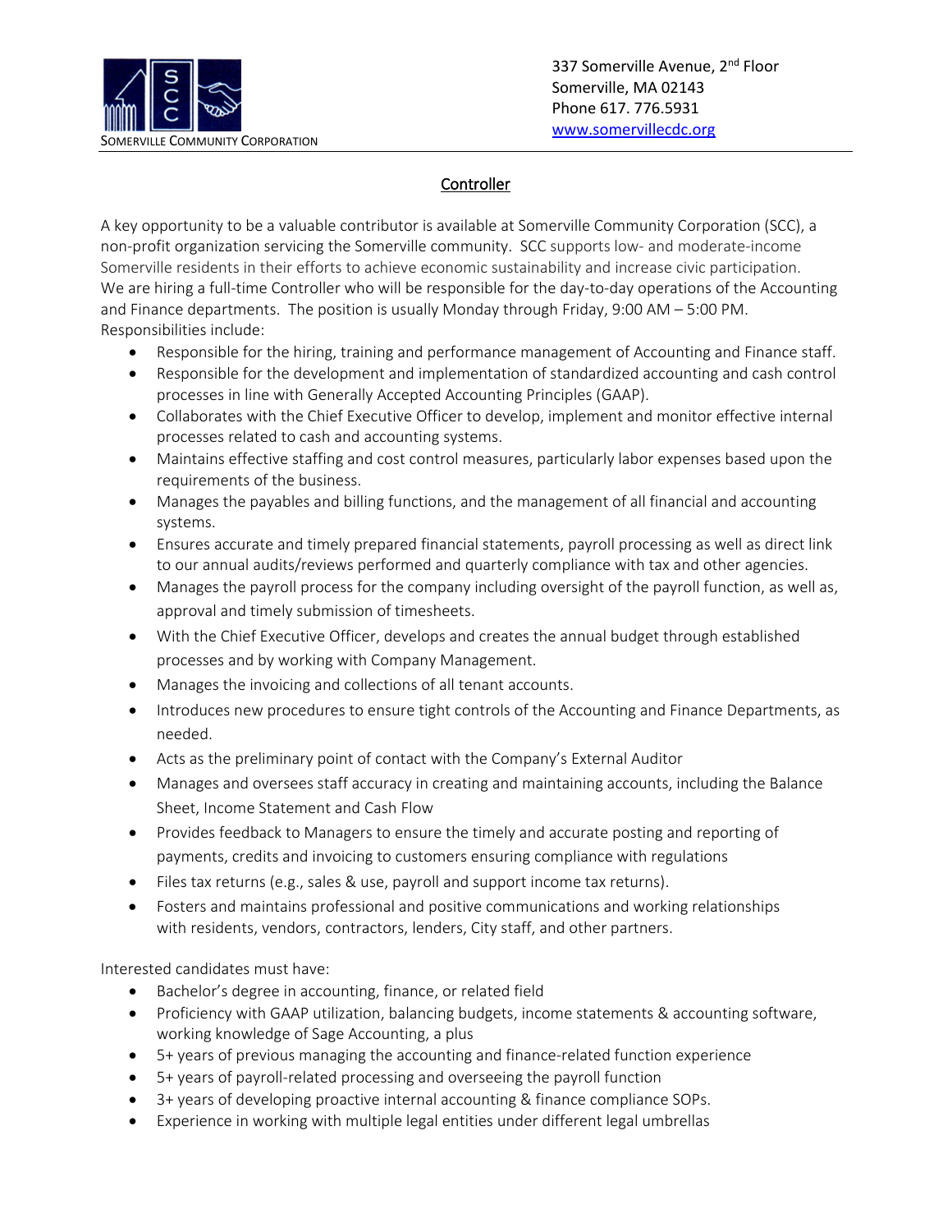SOMERVILLE COMMUNITY CORPORATION

337 Somerville Avenue, 2nd Floor
Somerville, MA 02143
Phone 617. 776.5931
www.somervillecdc.org

# Controller

A key opportunity to be a valuable contributor is available at Somerville Community Corporation (SCC), a non-profit organization servicing the Somerville community. SCC supports low- and moderate-income Somerville residents in their efforts to achieve economic sustainability and increase civic participation. We are hiring a full-time Controller who will be responsible for the day-to-day operations of the Accounting and Finance departments. The position is usually Monday through Friday, 9:00 AM – 5:00 PM. Responsibilities include:

- Responsible for the hiring, training and performance management of Accounting and Finance staff.
- Responsible for the development and implementation of standardized accounting and cash control processes in line with Generally Accepted Accounting Principles (GAAP).
- Collaborates with the Chief Executive Officer to develop, implement and monitor effective internal processes related to cash and accounting systems.
- Maintains effective staffing and cost control measures, particularly labor expenses based upon the requirements of the business.
- Manages the payables and billing functions, and the management of all financial and accounting systems.
- Ensures accurate and timely prepared financial statements, payroll processing as well as direct link to our annual audits/reviews performed and quarterly compliance with tax and other agencies.
- Manages the payroll process for the company including oversight of the payroll function, as well as, approval and timely submission of timesheets.
- With the Chief Executive Officer, develops and creates the annual budget through established processes and by working with Company Management.
- Manages the invoicing and collections of all tenant accounts.
- Introduces new procedures to ensure tight controls of the Accounting and Finance Departments, as needed.
- Acts as the preliminary point of contact with the Company's External Auditor
- Manages and oversees staff accuracy in creating and maintaining accounts, including the Balance Sheet, Income Statement and Cash Flow
- Provides feedback to Managers to ensure the timely and accurate posting and reporting of payments, credits and invoicing to customers ensuring compliance with regulations
- Files tax returns (e.g., sales & use, payroll and support income tax returns).
- Fosters and maintains professional and positive communications and working relationships with residents, vendors, contractors, lenders, City staff, and other partners.

Interested candidates must have:

- Bachelor's degree in accounting, finance, or related field
- Proficiency with GAAP utilization, balancing budgets, income statements & accounting software, working knowledge of Sage Accounting, a plus
- 5+ years of previous managing the accounting and finance-related function experience
- 5+ years of payroll-related processing and overseeing the payroll function
- 3+ years of developing proactive internal accounting & finance compliance SOPs.
- Experience in working with multiple legal entities under different legal umbrellas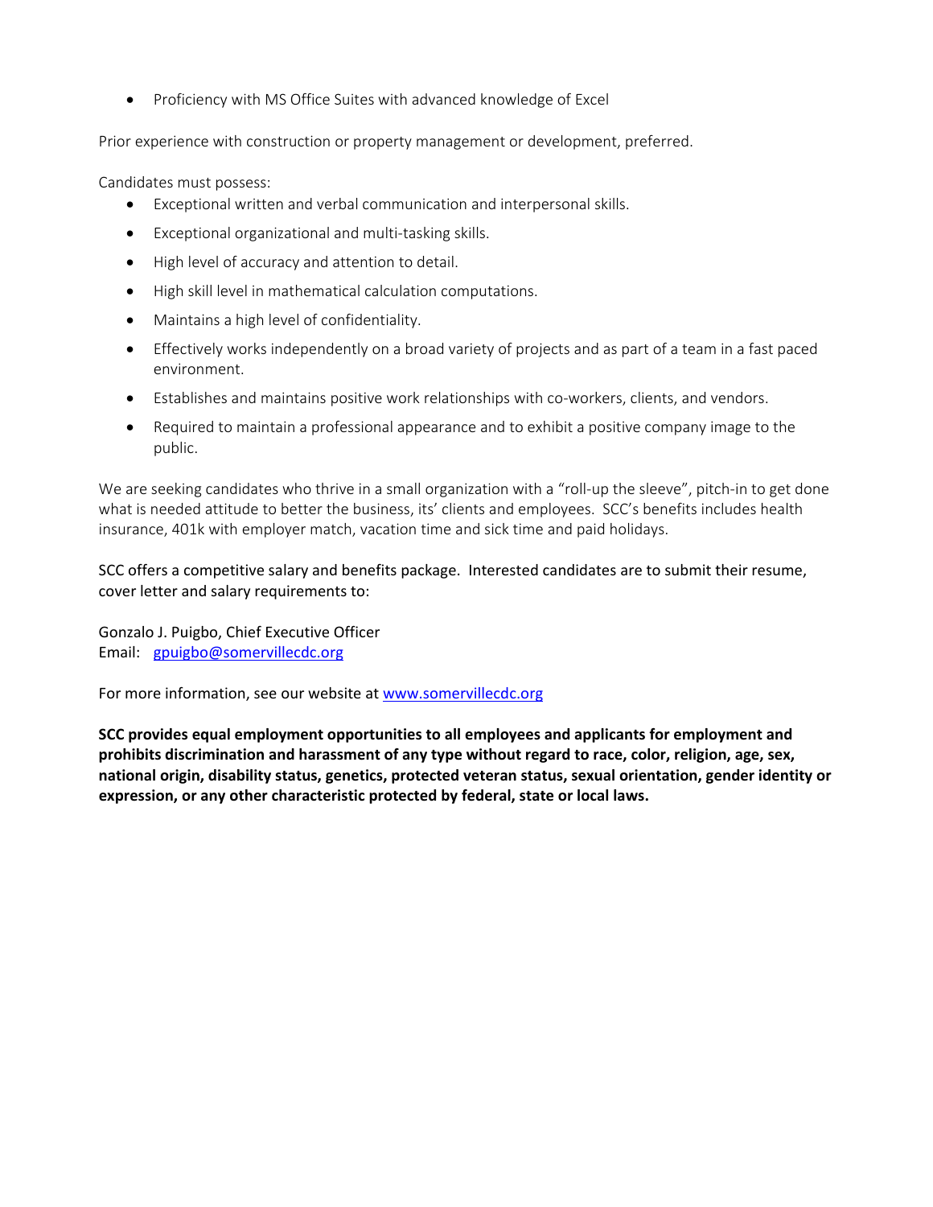- Proficiency with MS Office Suites with advanced knowledge of Excel

Prior experience with construction or property management or development, preferred.

Candidates must possess:

- Exceptional written and verbal communication and interpersonal skills.
- Exceptional organizational and multi-tasking skills.
- High level of accuracy and attention to detail.
- High skill level in mathematical calculation computations.
- Maintains a high level of confidentiality.
- Effectively works independently on a broad variety of projects and as part of a team in a fast paced environment.
- Establishes and maintains positive work relationships with co-workers, clients, and vendors.
- Required to maintain a professional appearance and to exhibit a positive company image to the public.

We are seeking candidates who thrive in a small organization with a "roll-up the sleeve", pitch-in to get done what is needed attitude to better the business, its' clients and employees. SCC's benefits includes health insurance, 401k with employer match, vacation time and sick time and paid holidays.

SCC offers a competitive salary and benefits package. Interested candidates are to submit their resume, cover letter and salary requirements to:

Gonzalo J. Puigbo, Chief Executive Officer
Email: gpuigbo@somervillecdc.org

For more information, see our website at www.somervillecdc.org

**SCC provides equal employment opportunities to all employees and applicants for employment and prohibits discrimination and harassment of any type without regard to race, color, religion, age, sex, national origin, disability status, genetics, protected veteran status, sexual orientation, gender identity or expression, or any other characteristic protected by federal, state or local laws.**